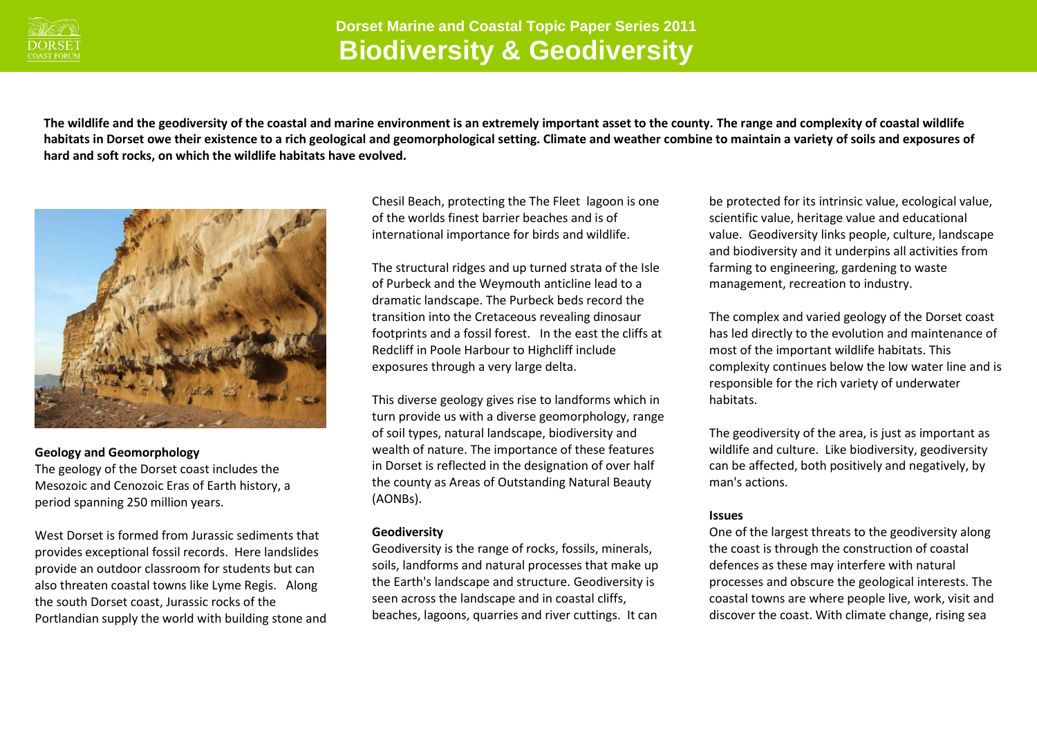# Dorset Marine and Coastal Topic Paper Series 2011

# Biodiversity & Geodiversity

**The wildlife and the geodiversity of the coastal and marine environment is an extremely important asset to the county. The range and complexity of coastal wildlife habitats in Dorset owe their existence to a rich geological and geomorphological setting. Climate and weather combine to maintain a variety of soils and exposures of hard and soft rocks, on which the wildlife habitats have evolved.**

### Geology and Geomorphology

The geology of the Dorset coast includes the Mesozoic and Cenozoic Eras of Earth history, a period spanning 250 million years.

West Dorset is formed from Jurassic sediments that provides exceptional fossil records. Here landslides provide an outdoor classroom for students but can also threaten coastal towns like Lyme Regis. Along the south Dorset coast, Jurassic rocks of the Portlandian supply the world with building stone and Chesil Beach, protecting the The Fleet lagoon is one of the worlds finest barrier beaches and is of international importance for birds and wildlife.

The structural ridges and up turned strata of the Isle of Purbeck and the Weymouth anticline lead to a dramatic landscape. The Purbeck beds record the transition into the Cretaceous revealing dinosaur footprints and a fossil forest. In the east the cliffs at Redcliff in Poole Harbour to Highcliff include exposures through a very large delta.

This diverse geology gives rise to landforms which in turn provide us with a diverse geomorphology, range of soil types, natural landscape, biodiversity and wealth of nature. The importance of these features in Dorset is reflected in the designation of over half the county as Areas of Outstanding Natural Beauty (AONBs).

### Geodiversity

Geodiversity is the range of rocks, fossils, minerals, soils, landforms and natural processes that make up the Earth's landscape and structure. Geodiversity is seen across the landscape and in coastal cliffs, beaches, lagoons, quarries and river cuttings. It can be protected for its intrinsic value, ecological value, scientific value, heritage value and educational value. Geodiversity links people, culture, landscape and biodiversity and it underpins all activities from farming to engineering, gardening to waste management, recreation to industry.

The complex and varied geology of the Dorset coast has led directly to the evolution and maintenance of most of the important wildlife habitats. This complexity continues below the low water line and is responsible for the rich variety of underwater habitats.

The geodiversity of the area, is just as important as wildlife and culture. Like biodiversity, geodiversity can be affected, both positively and negatively, by man's actions.

### Issues

One of the largest threats to the geodiversity along the coast is through the construction of coastal defences as these may interfere with natural processes and obscure the geological interests. The coastal towns are where people live, work, visit and discover the coast. With climate change, rising sea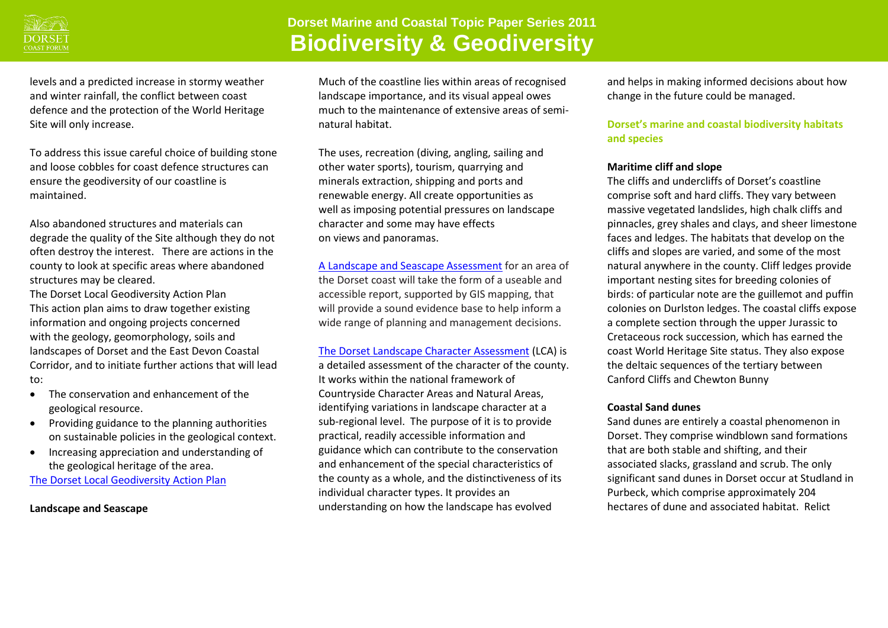levels and a predicted increase in stormy weather and winter rainfall, the conflict between coast defence and the protection of the World Heritage Site will only increase.

To address this issue careful choice of building stone and loose cobbles for coast defence structures can ensure the geodiversity of our coastline is maintained.

Also abandoned structures and materials can degrade the quality of the Site although they do not often destroy the interest. There are actions in the county to look at specific areas where abandoned structures may be cleared.

The Dorset Local Geodiversity Action Plan

This action plan aims to draw together existing information and ongoing projects concerned with the geology, geomorphology, soils and landscapes of Dorset and the East Devon Coastal Corridor, and to initiate further actions that will lead to:

- The conservation and enhancement of the geological resource.
- Providing guidance to the planning authorities on sustainable policies in the geological context.
- Increasing appreciation and understanding of the geological heritage of the area.

The Dorset Local Geodiversity Action Plan

**Landscape and Seascape**

Much of the coastline lies within areas of recognised landscape importance, and its visual appeal owes much to the maintenance of extensive areas of semi-natural habitat.

The uses, recreation (diving, angling, sailing and other water sports), tourism, quarrying and minerals extraction, shipping and ports and renewable energy. All create opportunities as well as imposing potential pressures on landscape character and some may have effects on views and panoramas.

A Landscape and Seascape Assessment for an area of the Dorset coast will take the form of a useable and accessible report, supported by GIS mapping, that will provide a sound evidence base to help inform a wide range of planning and management decisions.

The Dorset Landscape Character Assessment (LCA) is a detailed assessment of the character of the county. It works within the national framework of Countryside Character Areas and Natural Areas, identifying variations in landscape character at a sub-regional level. The purpose of it is to provide practical, readily accessible information and guidance which can contribute to the conservation and enhancement of the special characteristics of the county as a whole, and the distinctiveness of its individual character types. It provides an understanding on how the landscape has evolved and helps in making informed decisions about how change in the future could be managed.

## Dorset's marine and coastal biodiversity habitats and species

**Maritime cliff and slope**

The cliffs and undercliffs of Dorset's coastline comprise soft and hard cliffs. They vary between massive vegetated landslides, high chalk cliffs and pinnacles, grey shales and clays, and sheer limestone faces and ledges. The habitats that develop on the cliffs and slopes are varied, and some of the most natural anywhere in the county. Cliff ledges provide important nesting sites for breeding colonies of birds: of particular note are the guillemot and puffin colonies on Durlston ledges. The coastal cliffs expose a complete section through the upper Jurassic to Cretaceous rock succession, which has earned the coast World Heritage Site status. They also expose the deltaic sequences of the tertiary between Canford Cliffs and Chewton Bunny

**Coastal Sand dunes**

Sand dunes are entirely a coastal phenomenon in Dorset. They comprise windblown sand formations that are both stable and shifting, and their associated slacks, grassland and scrub. The only significant sand dunes in Dorset occur at Studland in Purbeck, which comprise approximately 204 hectares of dune and associated habitat. Relict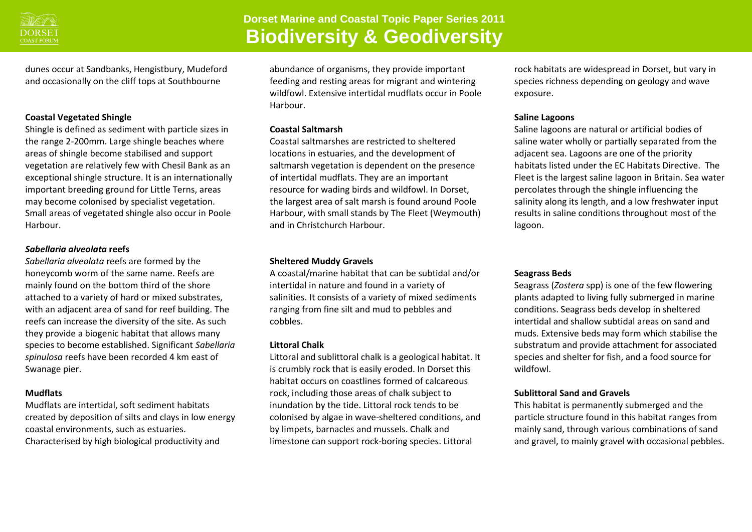dunes occur at Sandbanks, Hengistbury, Mudeford and occasionally on the cliff tops at Southbourne

**Coastal Vegetated Shingle**

Shingle is defined as sediment with particle sizes in the range 2-200mm. Large shingle beaches where areas of shingle become stabilised and support vegetation are relatively few with Chesil Bank as an exceptional shingle structure. It is an internationally important breeding ground for Little Terns, areas may become colonised by specialist vegetation. Small areas of vegetated shingle also occur in Poole Harbour.

***Sabellaria alveolata* reefs**

*Sabellaria alveolata* reefs are formed by the honeycomb worm of the same name. Reefs are mainly found on the bottom third of the shore attached to a variety of hard or mixed substrates, with an adjacent area of sand for reef building. The reefs can increase the diversity of the site. As such they provide a biogenic habitat that allows many species to become established. Significant *Sabellaria spinulosa* reefs have been recorded 4 km east of Swanage pier.

**Mudflats**

Mudflats are intertidal, soft sediment habitats created by deposition of silts and clays in low energy coastal environments, such as estuaries. Characterised by high biological productivity and abundance of organisms, they provide important feeding and resting areas for migrant and wintering wildfowl. Extensive intertidal mudflats occur in Poole Harbour.

**Coastal Saltmarsh**

Coastal saltmarshes are restricted to sheltered locations in estuaries, and the development of saltmarsh vegetation is dependent on the presence of intertidal mudflats. They are an important resource for wading birds and wildfowl. In Dorset, the largest area of salt marsh is found around Poole Harbour, with small stands by The Fleet (Weymouth) and in Christchurch Harbour.

**Sheltered Muddy Gravels**

A coastal/marine habitat that can be subtidal and/or intertidal in nature and found in a variety of salinities. It consists of a variety of mixed sediments ranging from fine silt and mud to pebbles and cobbles.

**Littoral Chalk**

Littoral and sublittoral chalk is a geological habitat. It is crumbly rock that is easily eroded. In Dorset this habitat occurs on coastlines formed of calcareous rock, including those areas of chalk subject to inundation by the tide. Littoral rock tends to be colonised by algae in wave-sheltered conditions, and by limpets, barnacles and mussels. Chalk and limestone can support rock-boring species. Littoral rock habitats are widespread in Dorset, but vary in species richness depending on geology and wave exposure.

**Saline Lagoons**

Saline lagoons are natural or artificial bodies of saline water wholly or partially separated from the adjacent sea. Lagoons are one of the priority habitats listed under the EC Habitats Directive. The Fleet is the largest saline lagoon in Britain. Sea water percolates through the shingle influencing the salinity along its length, and a low freshwater input results in saline conditions throughout most of the lagoon.

**Seagrass Beds**

Seagrass (*Zostera* spp) is one of the few flowering plants adapted to living fully submerged in marine conditions. Seagrass beds develop in sheltered intertidal and shallow subtidal areas on sand and muds. Extensive beds may form which stabilise the substratum and provide attachment for associated species and shelter for fish, and a food source for wildfowl.

**Sublittoral Sand and Gravels**

This habitat is permanently submerged and the particle structure found in this habitat ranges from mainly sand, through various combinations of sand and gravel, to mainly gravel with occasional pebbles.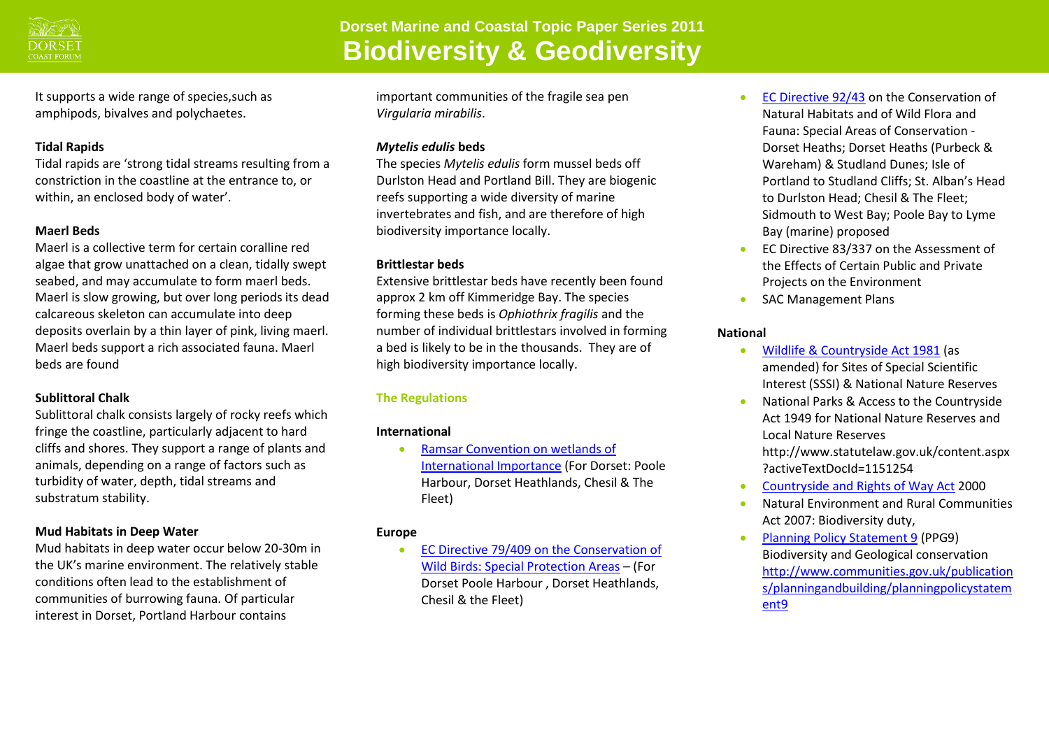It supports a wide range of species,such as amphipods, bivalves and polychaetes.

**Tidal Rapids**

Tidal rapids are 'strong tidal streams resulting from a constriction in the coastline at the entrance to, or within, an enclosed body of water'.

**Maerl Beds**

Maerl is a collective term for certain coralline red algae that grow unattached on a clean, tidally swept seabed, and may accumulate to form maerl beds. Maerl is slow growing, but over long periods its dead calcareous skeleton can accumulate into deep deposits overlain by a thin layer of pink, living maerl. Maerl beds support a rich associated fauna. Maerl beds are found

**Sublittoral Chalk**

Sublittoral chalk consists largely of rocky reefs which fringe the coastline, particularly adjacent to hard cliffs and shores. They support a range of plants and animals, depending on a range of factors such as turbidity of water, depth, tidal streams and substratum stability.

**Mud Habitats in Deep Water**

Mud habitats in deep water occur below 20-30m in the UK's marine environment. The relatively stable conditions often lead to the establishment of communities of burrowing fauna. Of particular interest in Dorset, Portland Harbour contains important communities of the fragile sea pen *Virgularia mirabilis*.

***Mytelis edulis* beds**

The species *Mytelis edulis* form mussel beds off Durlston Head and Portland Bill. They are biogenic reefs supporting a wide diversity of marine invertebrates and fish, and are therefore of high biodiversity importance locally.

**Brittlestar beds**

Extensive brittlestar beds have recently been found approx 2 km off Kimmeridge Bay. The species forming these beds is *Ophiothrix fragilis* and the number of individual brittlestars involved in forming a bed is likely to be in the thousands. They are of high biodiversity importance locally.

## The Regulations

**International**

- Ramsar Convention on wetlands of International Importance (For Dorset: Poole Harbour, Dorset Heathlands, Chesil & The Fleet)

**Europe**

- EC Directive 79/409 on the Conservation of Wild Birds: Special Protection Areas – (For Dorset Poole Harbour , Dorset Heathlands, Chesil & the Fleet)
- EC Directive 92/43 on the Conservation of Natural Habitats and of Wild Flora and Fauna: Special Areas of Conservation - Dorset Heaths; Dorset Heaths (Purbeck & Wareham) & Studland Dunes; Isle of Portland to Studland Cliffs; St. Alban's Head to Durlston Head; Chesil & The Fleet; Sidmouth to West Bay; Poole Bay to Lyme Bay (marine) proposed
- EC Directive 83/337 on the Assessment of the Effects of Certain Public and Private Projects on the Environment
- SAC Management Plans

**National**

- Wildlife & Countryside Act 1981 (as amended) for Sites of Special Scientific Interest (SSSI) & National Nature Reserves
- National Parks & Access to the Countryside Act 1949 for National Nature Reserves and Local Nature Reserves http://www.statutelaw.gov.uk/content.aspx?activeTextDocId=1151254
- Countryside and Rights of Way Act 2000
- Natural Environment and Rural Communities Act 2007: Biodiversity duty,
- Planning Policy Statement 9 (PPG9) Biodiversity and Geological conservation http://www.communities.gov.uk/publications/planningandbuilding/planningpolicystatement9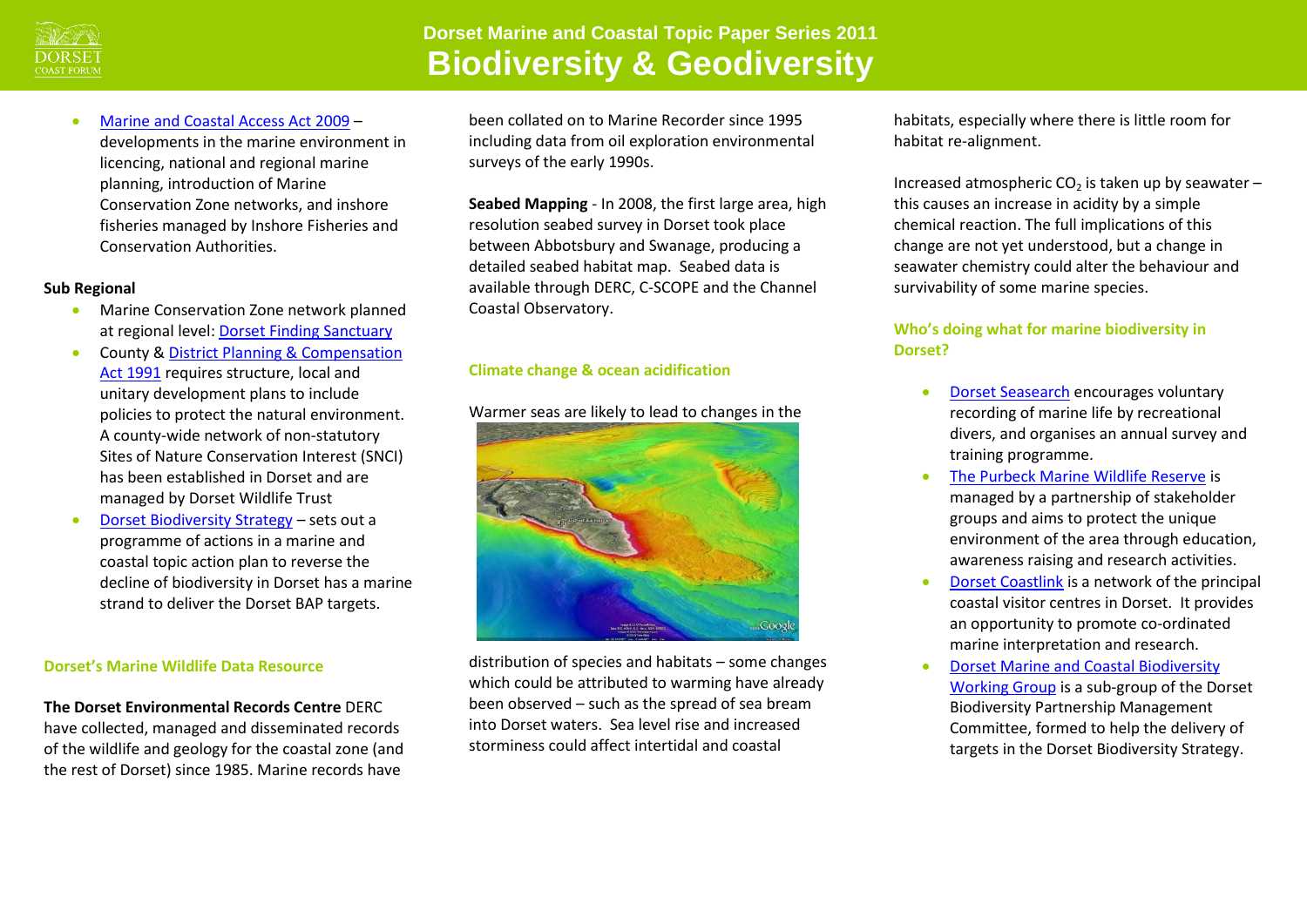- [Marine and Coastal Access Act 2009]() – developments in the marine environment in licencing, national and regional marine planning, introduction of Marine Conservation Zone networks, and inshore fisheries managed by Inshore Fisheries and Conservation Authorities.

**Sub Regional**

- Marine Conservation Zone network planned at regional level: [Dorset Finding Sanctuary]()
- County & [District Planning & Compensation Act 1991]() requires structure, local and unitary development plans to include policies to protect the natural environment. A county-wide network of non-statutory Sites of Nature Conservation Interest (SNCI) has been established in Dorset and are managed by Dorset Wildlife Trust
- [Dorset Biodiversity Strategy]() – sets out a programme of actions in a marine and coastal topic action plan to reverse the decline of biodiversity in Dorset has a marine strand to deliver the Dorset BAP targets.

### Dorset's Marine Wildlife Data Resource

**The Dorset Environmental Records Centre** DERC have collected, managed and disseminated records of the wildlife and geology for the coastal zone (and the rest of Dorset) since 1985. Marine records have been collated on to Marine Recorder since 1995 including data from oil exploration environmental surveys of the early 1990s.

**Seabed Mapping** - In 2008, the first large area, high resolution seabed survey in Dorset took place between Abbotsbury and Swanage, producing a detailed seabed habitat map. Seabed data is available through DERC, C-SCOPE and the Channel Coastal Observatory.

### Climate change & ocean acidification

Warmer seas are likely to lead to changes in the distribution of species and habitats – some changes which could be attributed to warming have already been observed – such as the spread of sea bream into Dorset waters. Sea level rise and increased storminess could affect intertidal and coastal habitats, especially where there is little room for habitat re-alignment.

Increased atmospheric $CO_2$ is taken up by seawater – this causes an increase in acidity by a simple chemical reaction. The full implications of this change are not yet understood, but a change in seawater chemistry could alter the behaviour and survivability of some marine species.

### Who's doing what for marine biodiversity in Dorset?

- [Dorset Seasearch]() encourages voluntary recording of marine life by recreational divers, and organises an annual survey and training programme.
- [The Purbeck Marine Wildlife Reserve]() is managed by a partnership of stakeholder groups and aims to protect the unique environment of the area through education, awareness raising and research activities.
- [Dorset Coastlink]() is a network of the principal coastal visitor centres in Dorset. It provides an opportunity to promote co-ordinated marine interpretation and research.
- [Dorset Marine and Coastal Biodiversity Working Group]() is a sub-group of the Dorset Biodiversity Partnership Management Committee, formed to help the delivery of targets in the Dorset Biodiversity Strategy.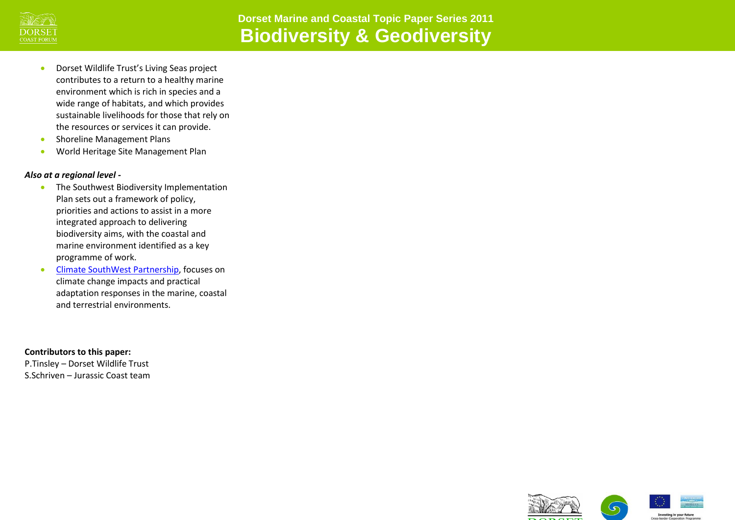- Dorset Wildlife Trust's Living Seas project contributes to a return to a healthy marine environment which is rich in species and a wide range of habitats, and which provides sustainable livelihoods for those that rely on the resources or services it can provide.
- Shoreline Management Plans
- World Heritage Site Management Plan

***Also at a regional level -***

- The Southwest Biodiversity Implementation Plan sets out a framework of policy, priorities and actions to assist in a more integrated approach to delivering biodiversity aims, with the coastal and marine environment identified as a key programme of work.
- Climate SouthWest Partnership, focuses on climate change impacts and practical adaptation responses in the marine, coastal and terrestrial environments.

**Contributors to this paper:**

P.Tinsley – Dorset Wildlife Trust
S.Schriven – Jurassic Coast team